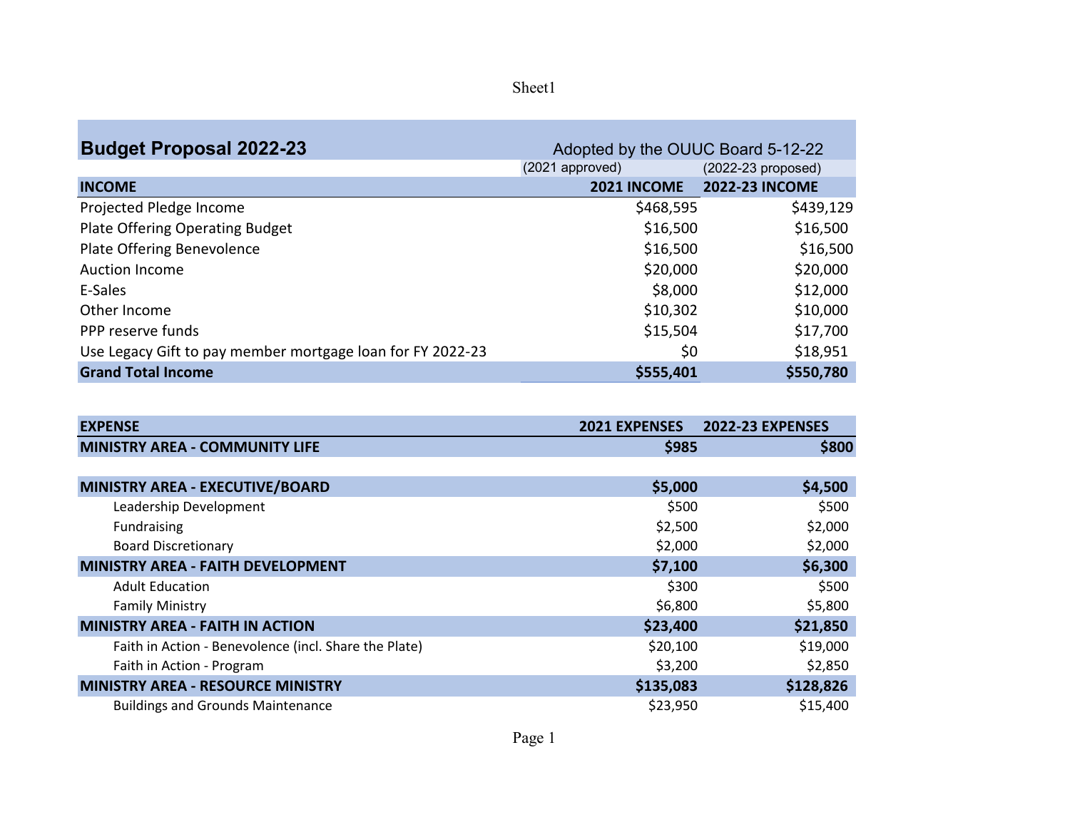## Budget Proposal 2022-23

Adopted by the OUUC Board 5-12-22

| | (2021 approved) | (2022-23 proposed) |
|---|---|---|
| **INCOME** | **2021 INCOME** | **2022-23 INCOME** |
| Projected Pledge Income | $468,595 | $439,129 |
| Plate Offering Operating Budget | $16,500 | $16,500 |
| Plate Offering Benevolence | $16,500 | $16,500 |
| Auction Income | $20,000 | $20,000 |
| E-Sales | $8,000 | $12,000 |
| Other Income | $10,302 | $10,000 |
| PPP reserve funds | $15,504 | $17,700 |
| Use Legacy Gift to pay member mortgage loan for FY 2022-23 | $0 | $18,951 |
| **Grand Total Income** | **$555,401** | **$550,780** |

| **EXPENSE** | **2021 EXPENSES** | **2022-23 EXPENSES** |
|---|---|---|
| **MINISTRY AREA - COMMUNITY LIFE** | **$985** | **$800** |
| | | |
| **MINISTRY AREA - EXECUTIVE/BOARD** | **$5,000** | **$4,500** |
| Leadership Development | $500 | $500 |
| Fundraising | $2,500 | $2,000 |
| Board Discretionary | $2,000 | $2,000 |
| **MINISTRY AREA - FAITH DEVELOPMENT** | **$7,100** | **$6,300** |
| Adult Education | $300 | $500 |
| Family Ministry | $6,800 | $5,800 |
| **MINISTRY AREA - FAITH IN ACTION** | **$23,400** | **$21,850** |
| Faith in Action - Benevolence (incl. Share the Plate) | $20,100 | $19,000 |
| Faith in Action - Program | $3,200 | $2,850 |
| **MINISTRY AREA - RESOURCE MINISTRY** | **$135,083** | **$128,826** |
| Buildings and Grounds Maintenance | $23,950 | $15,400 |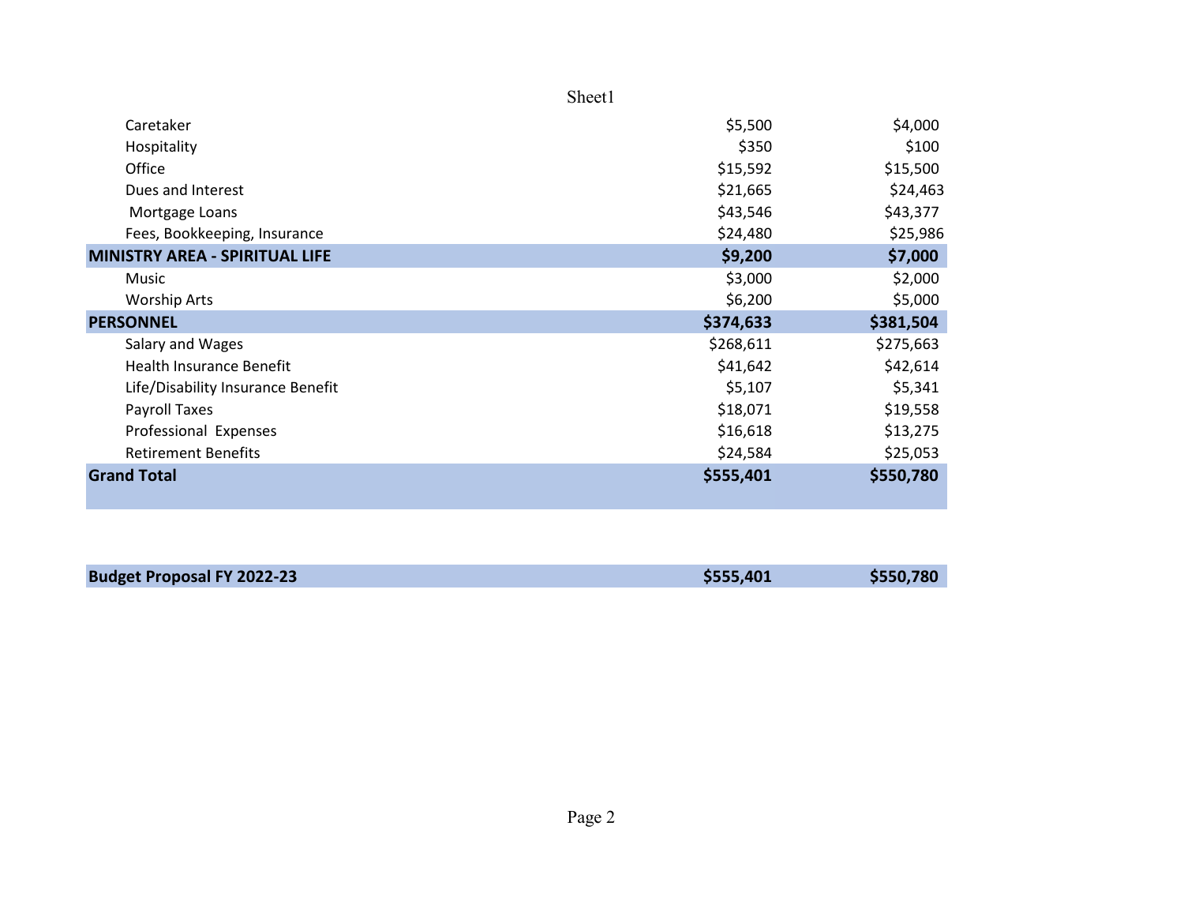| | | |
|---|---|---|
| Caretaker | $5,500 | $4,000 |
| Hospitality | $350 | $100 |
| Office | $15,592 | $15,500 |
| Dues and Interest | $21,665 | $24,463 |
| Mortgage Loans | $43,546 | $43,377 |
| Fees, Bookkeeping, Insurance | $24,480 | $25,986 |
| **MINISTRY AREA - SPIRITUAL LIFE** | **$9,200** | **$7,000** |
| Music | $3,000 | $2,000 |
| Worship Arts | $6,200 | $5,000 |
| **PERSONNEL** | **$374,633** | **$381,504** |
| Salary and Wages | $268,611 | $275,663 |
| Health Insurance Benefit | $41,642 | $42,614 |
| Life/Disability Insurance Benefit | $5,107 | $5,341 |
| Payroll Taxes | $18,071 | $19,558 |
| Professional Expenses | $16,618 | $13,275 |
| Retirement Benefits | $24,584 | $25,053 |
| **Grand Total** | **$555,401** | **$550,780** |

| | | |
|---|---|---|
| **Budget Proposal FY 2022-23** | **$555,401** | **$550,780** |